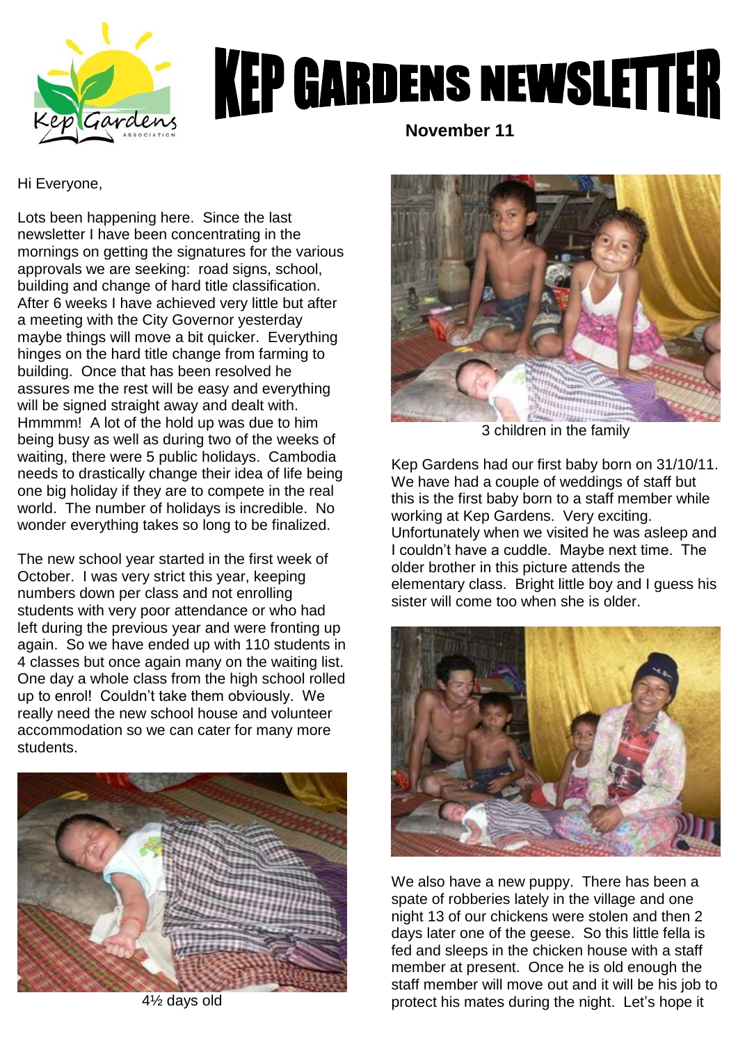# KEP GARDENS NEWSLETTER

**November 11**

Hi Everyone,

Lots been happening here. Since the last newsletter I have been concentrating in the mornings on getting the signatures for the various approvals we are seeking: road signs, school, building and change of hard title classification. After 6 weeks I have achieved very little but after a meeting with the City Governor yesterday maybe things will move a bit quicker. Everything hinges on the hard title change from farming to building. Once that has been resolved he assures me the rest will be easy and everything will be signed straight away and dealt with. Hmmmm! A lot of the hold up was due to him being busy as well as during two of the weeks of waiting, there were 5 public holidays. Cambodia needs to drastically change their idea of life being one big holiday if they are to compete in the real world. The number of holidays is incredible. No wonder everything takes so long to be finalized.

The new school year started in the first week of October. I was very strict this year, keeping numbers down per class and not enrolling students with very poor attendance or who had left during the previous year and were fronting up again. So we have ended up with 110 students in 4 classes but once again many on the waiting list. One day a whole class from the high school rolled up to enrol! Couldn't take them obviously. We really need the new school house and volunteer accommodation so we can cater for many more students.

4½ days old

3 children in the family

Kep Gardens had our first baby born on 31/10/11. We have had a couple of weddings of staff but this is the first baby born to a staff member while working at Kep Gardens. Very exciting. Unfortunately when we visited he was asleep and I couldn't have a cuddle. Maybe next time. The older brother in this picture attends the elementary class. Bright little boy and I guess his sister will come too when she is older.

We also have a new puppy. There has been a spate of robberies lately in the village and one night 13 of our chickens were stolen and then 2 days later one of the geese. So this little fella is fed and sleeps in the chicken house with a staff member at present. Once he is old enough the staff member will move out and it will be his job to protect his mates during the night. Let's hope it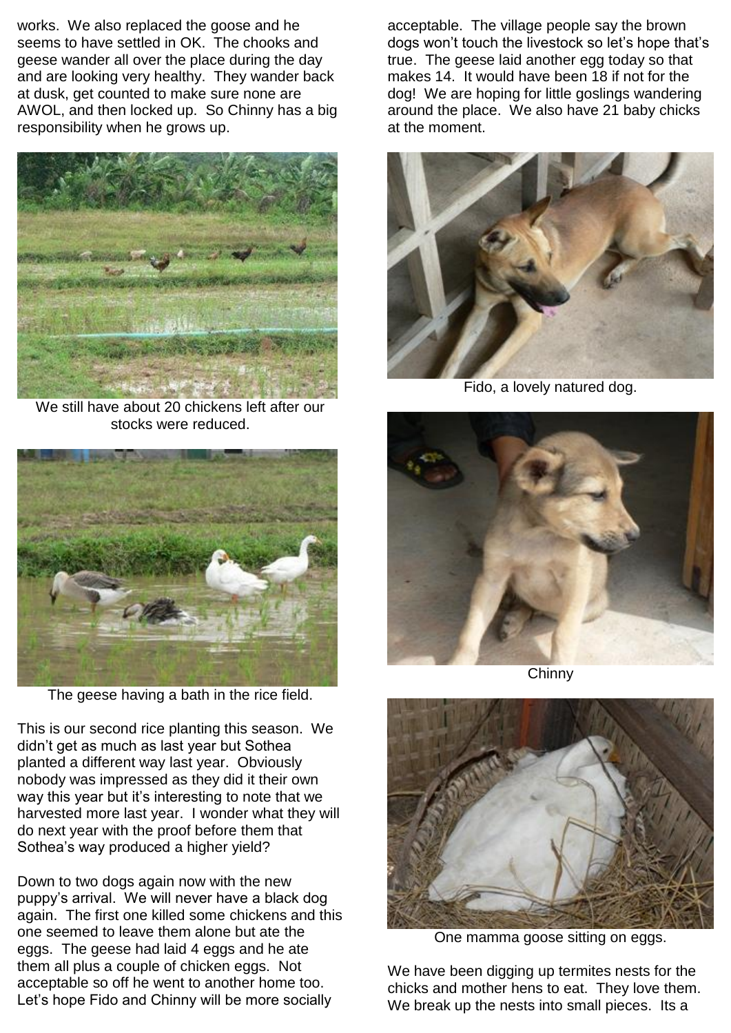works. We also replaced the goose and he seems to have settled in OK. The chooks and geese wander all over the place during the day and are looking very healthy. They wander back at dusk, get counted to make sure none are AWOL, and then locked up. So Chinny has a big responsibility when he grows up.

We still have about 20 chickens left after our stocks were reduced.

The geese having a bath in the rice field.

This is our second rice planting this season. We didn't get as much as last year but Sothea planted a different way last year. Obviously nobody was impressed as they did it their own way this year but it's interesting to note that we harvested more last year. I wonder what they will do next year with the proof before them that Sothea's way produced a higher yield?

Down to two dogs again now with the new puppy's arrival. We will never have a black dog again. The first one killed some chickens and this one seemed to leave them alone but ate the eggs. The geese had laid 4 eggs and he ate them all plus a couple of chicken eggs. Not acceptable so off he went to another home too. Let's hope Fido and Chinny will be more socially acceptable. The village people say the brown dogs won't touch the livestock so let's hope that's true. The geese laid another egg today so that makes 14. It would have been 18 if not for the dog! We are hoping for little goslings wandering around the place. We also have 21 baby chicks at the moment.

Fido, a lovely natured dog.

Chinny

One mamma goose sitting on eggs.

We have been digging up termites nests for the chicks and mother hens to eat. They love them. We break up the nests into small pieces. Its a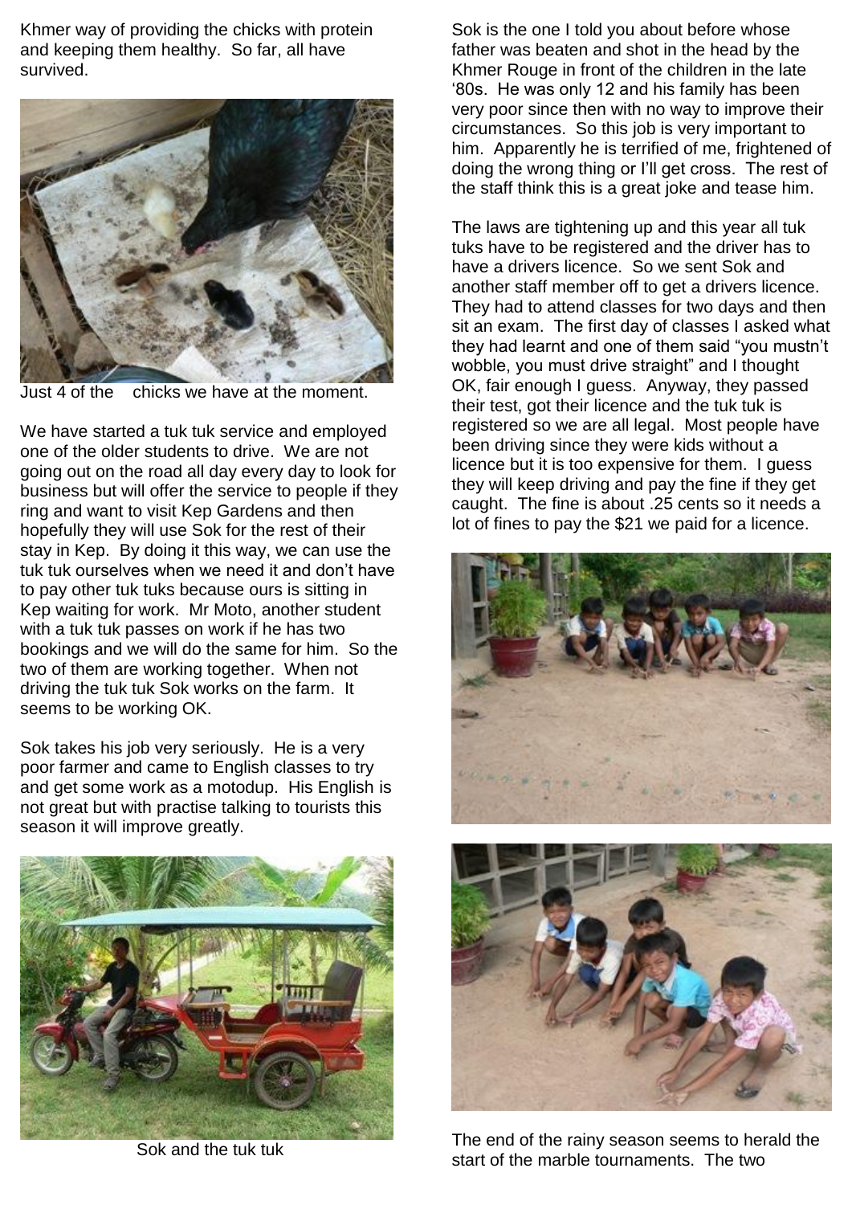Khmer way of providing the chicks with protein and keeping them healthy. So far, all have survived.

Just 4 of the  chicks we have at the moment.

We have started a tuk tuk service and employed one of the older students to drive. We are not going out on the road all day every day to look for business but will offer the service to people if they ring and want to visit Kep Gardens and then hopefully they will use Sok for the rest of their stay in Kep. By doing it this way, we can use the tuk tuk ourselves when we need it and don't have to pay other tuk tuks because ours is sitting in Kep waiting for work. Mr Moto, another student with a tuk tuk passes on work if he has two bookings and we will do the same for him. So the two of them are working together. When not driving the tuk tuk Sok works on the farm. It seems to be working OK.

Sok takes his job very seriously. He is a very poor farmer and came to English classes to try and get some work as a motodup. His English is not great but with practise talking to tourists this season it will improve greatly.

Sok and the tuk tuk

Sok is the one I told you about before whose father was beaten and shot in the head by the Khmer Rouge in front of the children in the late '80s. He was only 12 and his family has been very poor since then with no way to improve their circumstances. So this job is very important to him. Apparently he is terrified of me, frightened of doing the wrong thing or I'll get cross. The rest of the staff think this is a great joke and tease him.

The laws are tightening up and this year all tuk tuks have to be registered and the driver has to have a drivers licence. So we sent Sok and another staff member off to get a drivers licence. They had to attend classes for two days and then sit an exam. The first day of classes I asked what they had learnt and one of them said "you mustn't wobble, you must drive straight" and I thought OK, fair enough I guess. Anyway, they passed their test, got their licence and the tuk tuk is registered so we are all legal. Most people have been driving since they were kids without a licence but it is too expensive for them. I guess they will keep driving and pay the fine if they get caught. The fine is about .25 cents so it needs a lot of fines to pay the $21 we paid for a licence.

The end of the rainy season seems to herald the start of the marble tournaments. The two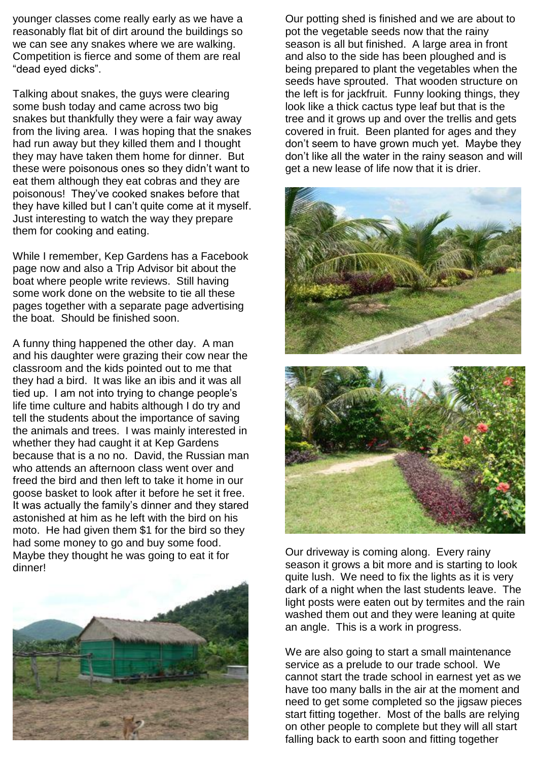younger classes come really early as we have a reasonably flat bit of dirt around the buildings so we can see any snakes where we are walking. Competition is fierce and some of them are real "dead eyed dicks".

Talking about snakes, the guys were clearing some bush today and came across two big snakes but thankfully they were a fair way away from the living area. I was hoping that the snakes had run away but they killed them and I thought they may have taken them home for dinner. But these were poisonous ones so they didn't want to eat them although they eat cobras and they are poisonous! They've cooked snakes before that they have killed but I can't quite come at it myself. Just interesting to watch the way they prepare them for cooking and eating.

While I remember, Kep Gardens has a Facebook page now and also a Trip Advisor bit about the boat where people write reviews. Still having some work done on the website to tie all these pages together with a separate page advertising the boat. Should be finished soon.

A funny thing happened the other day. A man and his daughter were grazing their cow near the classroom and the kids pointed out to me that they had a bird. It was like an ibis and it was all tied up. I am not into trying to change people's life time culture and habits although I do try and tell the students about the importance of saving the animals and trees. I was mainly interested in whether they had caught it at Kep Gardens because that is a no no. David, the Russian man who attends an afternoon class went over and freed the bird and then left to take it home in our goose basket to look after it before he set it free. It was actually the family's dinner and they stared astonished at him as he left with the bird on his moto. He had given them $1 for the bird so they had some money to go and buy some food. Maybe they thought he was going to eat it for dinner!

Our potting shed is finished and we are about to pot the vegetable seeds now that the rainy season is all but finished. A large area in front and also to the side has been ploughed and is being prepared to plant the vegetables when the seeds have sprouted. That wooden structure on the left is for jackfruit. Funny looking things, they look like a thick cactus type leaf but that is the tree and it grows up and over the trellis and gets covered in fruit. Been planted for ages and they don't seem to have grown much yet. Maybe they don't like all the water in the rainy season and will get a new lease of life now that it is drier.

Our driveway is coming along. Every rainy season it grows a bit more and is starting to look quite lush. We need to fix the lights as it is very dark of a night when the last students leave. The light posts were eaten out by termites and the rain washed them out and they were leaning at quite an angle. This is a work in progress.

We are also going to start a small maintenance service as a prelude to our trade school. We cannot start the trade school in earnest yet as we have too many balls in the air at the moment and need to get some completed so the jigsaw pieces start fitting together. Most of the balls are relying on other people to complete but they will all start falling back to earth soon and fitting together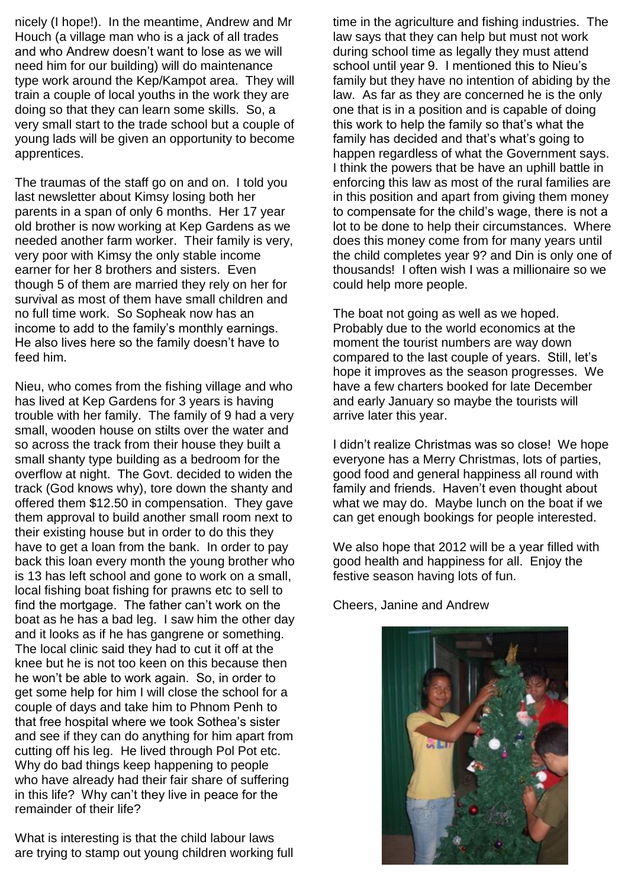nicely (I hope!). In the meantime, Andrew and Mr Houch (a village man who is a jack of all trades and who Andrew doesn't want to lose as we will need him for our building) will do maintenance type work around the Kep/Kampot area. They will train a couple of local youths in the work they are doing so that they can learn some skills. So, a very small start to the trade school but a couple of young lads will be given an opportunity to become apprentices.

The traumas of the staff go on and on. I told you last newsletter about Kimsy losing both her parents in a span of only 6 months. Her 17 year old brother is now working at Kep Gardens as we needed another farm worker. Their family is very, very poor with Kimsy the only stable income earner for her 8 brothers and sisters. Even though 5 of them are married they rely on her for survival as most of them have small children and no full time work. So Sopheak now has an income to add to the family's monthly earnings. He also lives here so the family doesn't have to feed him.

Nieu, who comes from the fishing village and who has lived at Kep Gardens for 3 years is having trouble with her family. The family of 9 had a very small, wooden house on stilts over the water and so across the track from their house they built a small shanty type building as a bedroom for the overflow at night. The Govt. decided to widen the track (God knows why), tore down the shanty and offered them $12.50 in compensation. They gave them approval to build another small room next to their existing house but in order to do this they have to get a loan from the bank. In order to pay back this loan every month the young brother who is 13 has left school and gone to work on a small, local fishing boat fishing for prawns etc to sell to find the mortgage. The father can't work on the boat as he has a bad leg. I saw him the other day and it looks as if he has gangrene or something. The local clinic said they had to cut it off at the knee but he is not too keen on this because then he won't be able to work again. So, in order to get some help for him I will close the school for a couple of days and take him to Phnom Penh to that free hospital where we took Sothea's sister and see if they can do anything for him apart from cutting off his leg. He lived through Pol Pot etc. Why do bad things keep happening to people who have already had their fair share of suffering in this life? Why can't they live in peace for the remainder of their life?

What is interesting is that the child labour laws are trying to stamp out young children working full time in the agriculture and fishing industries. The law says that they can help but must not work during school time as legally they must attend school until year 9. I mentioned this to Nieu's family but they have no intention of abiding by the law. As far as they are concerned he is the only one that is in a position and is capable of doing this work to help the family so that's what the family has decided and that's what's going to happen regardless of what the Government says. I think the powers that be have an uphill battle in enforcing this law as most of the rural families are in this position and apart from giving them money to compensate for the child's wage, there is not a lot to be done to help their circumstances. Where does this money come from for many years until the child completes year 9? and Din is only one of thousands! I often wish I was a millionaire so we could help more people.

The boat not going as well as we hoped. Probably due to the world economics at the moment the tourist numbers are way down compared to the last couple of years. Still, let's hope it improves as the season progresses. We have a few charters booked for late December and early January so maybe the tourists will arrive later this year.

I didn't realize Christmas was so close! We hope everyone has a Merry Christmas, lots of parties, good food and general happiness all round with family and friends. Haven't even thought about what we may do. Maybe lunch on the boat if we can get enough bookings for people interested.

We also hope that 2012 will be a year filled with good health and happiness for all. Enjoy the festive season having lots of fun.

Cheers, Janine and Andrew